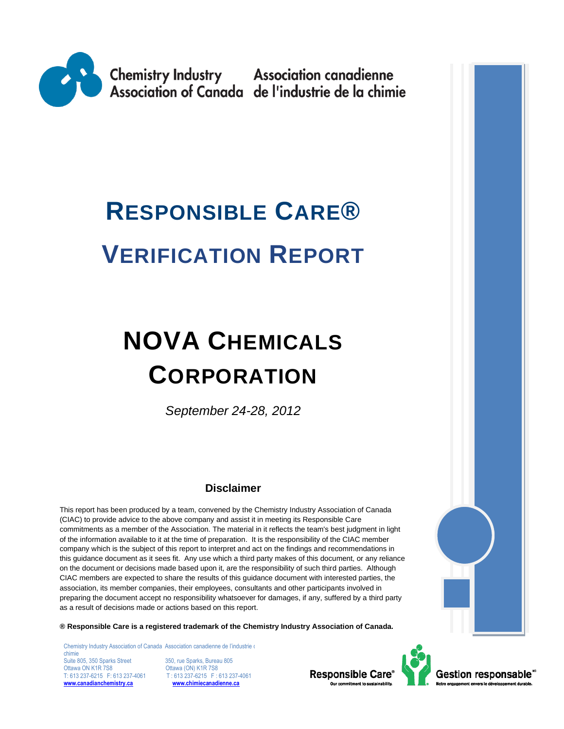Chemistry Industry Association of Canada

Association canadienne de l'industrie de la chimie

# RESPONSIBLE CARE®

# VERIFICATION REPORT

# NOVA CHEMICALS CORPORATION

*September 24-28, 2012*

## Disclaimer

This report has been produced by a team, convened by the Chemistry Industry Association of Canada (CIAC) to provide advice to the above company and assist it in meeting its Responsible Care commitments as a member of the Association. The material in it reflects the team's best judgment in light of the information available to it at the time of preparation. It is the responsibility of the CIAC member company which is the subject of this report to interpret and act on the findings and recommendations in this guidance document as it sees fit. Any use which a third party makes of this document, or any reliance on the document or decisions made based upon it, are the responsibility of such third parties. Although CIAC members are expected to share the results of this guidance document with interested parties, the association, its member companies, their employees, consultants and other participants involved in preparing the document accept no responsibility whatsoever for damages, if any, suffered by a third party as a result of decisions made or actions based on this report.

**® Responsible Care is a registered trademark of the Chemistry Industry Association of Canada.**

Chemistry Industry Association of Canada
Suite 805, 350 Sparks Street
Ottawa ON K1R 7S8
T: 613 237-6215 F: 613 237-4061
**www.canadianchemistry.ca**

Association canadienne de l'industrie de la chimie
350, rue Sparks, Bureau 805
Ottawa (ON) K1R 7S8
T : 613 237-6215 F : 613 237-4061
**www.chimiecanadienne.ca**

Responsible Care® Our commitment to sustainability.

Gestion responsable^MD Notre engagement envers le développement durable.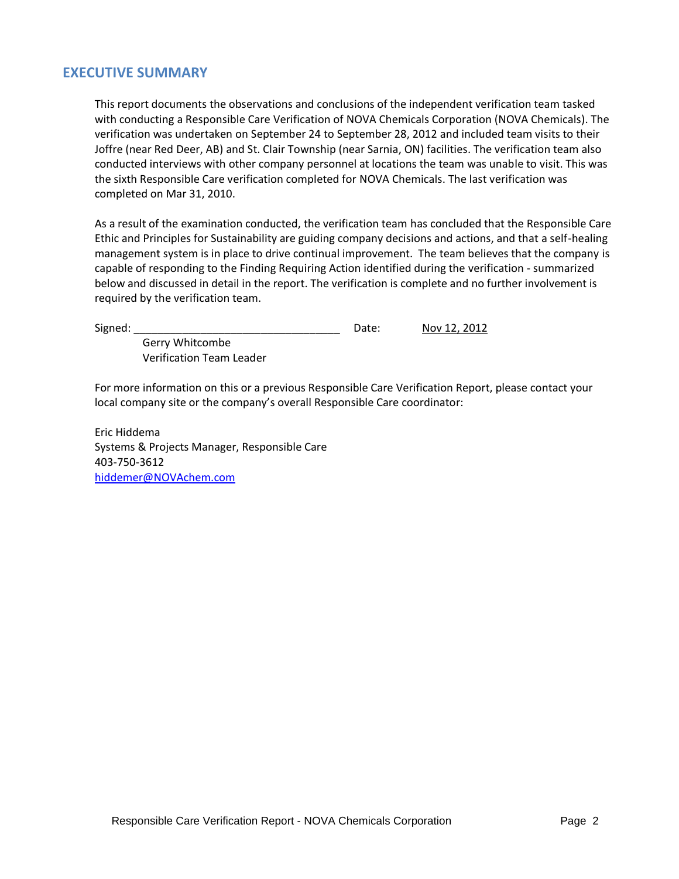## EXECUTIVE SUMMARY

This report documents the observations and conclusions of the independent verification team tasked with conducting a Responsible Care Verification of NOVA Chemicals Corporation (NOVA Chemicals). The verification was undertaken on September 24 to September 28, 2012 and included team visits to their Joffre (near Red Deer, AB) and St. Clair Township (near Sarnia, ON) facilities. The verification team also conducted interviews with other company personnel at locations the team was unable to visit. This was the sixth Responsible Care verification completed for NOVA Chemicals. The last verification was completed on Mar 31, 2010.

As a result of the examination conducted, the verification team has concluded that the Responsible Care Ethic and Principles for Sustainability are guiding company decisions and actions, and that a self-healing management system is in place to drive continual improvement. The team believes that the company is capable of responding to the Finding Requiring Action identified during the verification - summarized below and discussed in detail in the report. The verification is complete and no further involvement is required by the verification team.

Signed: ________________________________ Date: Nov 12, 2012

Gerry Whitcombe
Verification Team Leader

For more information on this or a previous Responsible Care Verification Report, please contact your local company site or the company's overall Responsible Care coordinator:

Eric Hiddema
Systems & Projects Manager, Responsible Care
403-750-3612
hiddemer@NOVAchem.com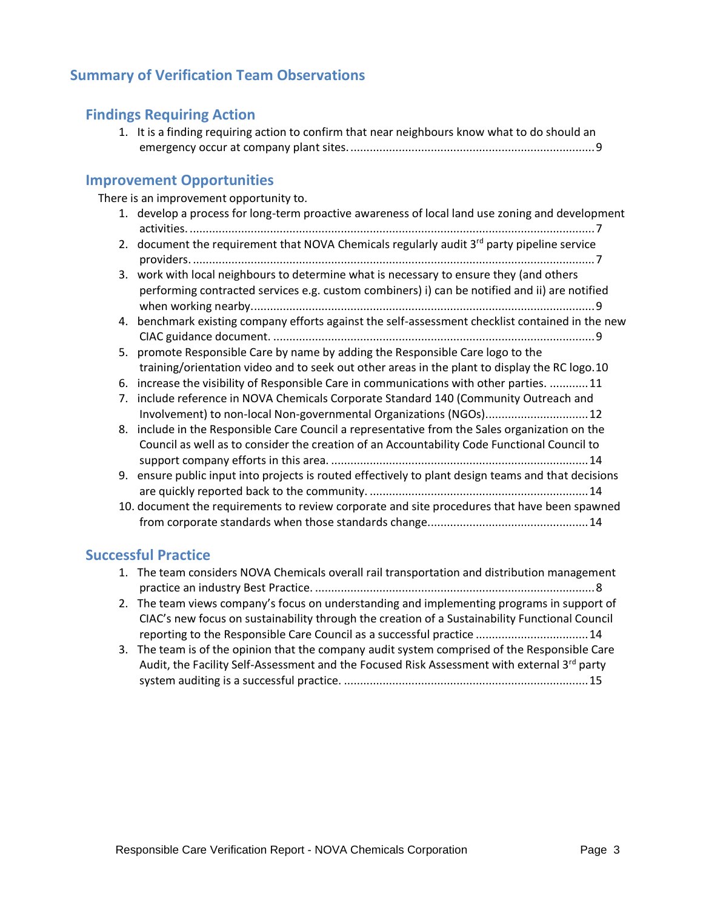## Summary of Verification Team Observations

### Findings Requiring Action

1. It is a finding requiring action to confirm that near neighbours know what to do should an emergency occur at company plant sites. ........................................................................... 9

### Improvement Opportunities

There is an improvement opportunity to.

1. develop a process for long-term proactive awareness of local land use zoning and development activities. ........................................................................................................................... 7
2. document the requirement that NOVA Chemicals regularly audit 3rd party pipeline service providers. ........................................................................................................................... 7
3. work with local neighbours to determine what is necessary to ensure they (and others performing contracted services e.g. custom combiners) i) can be notified and ii) are notified when working nearby. ........................................................................................................ 9
4. benchmark existing company efforts against the self-assessment checklist contained in the new CIAC guidance document. .................................................................................................. 9
5. promote Responsible Care by name by adding the Responsible Care logo to the training/orientation video and to seek out other areas in the plant to display the RC logo. 10
6. increase the visibility of Responsible Care in communications with other parties. ............ 11
7. include reference in NOVA Chemicals Corporate Standard 140 (Community Outreach and Involvement) to non-local Non-governmental Organizations (NGOs). .............................. 12
8. include in the Responsible Care Council a representative from the Sales organization on the Council as well as to consider the creation of an Accountability Code Functional Council to support company efforts in this area. .............................................................................. 14
9. ensure public input into projects is routed effectively to plant design teams and that decisions are quickly reported back to the community. .................................................................. 14
10. document the requirements to review corporate and site procedures that have been spawned from corporate standards when those standards change. ................................................ 14

### Successful Practice

1. The team considers NOVA Chemicals overall rail transportation and distribution management practice an industry Best Practice. ..................................................................................... 8
2. The team views company's focus on understanding and implementing programs in support of CIAC's new focus on sustainability through the creation of a Sustainability Functional Council reporting to the Responsible Care Council as a successful practice .................................. 14
3. The team is of the opinion that the company audit system comprised of the Responsible Care Audit, the Facility Self-Assessment and the Focused Risk Assessment with external 3rd party system auditing is a successful practice. .......................................................................... 15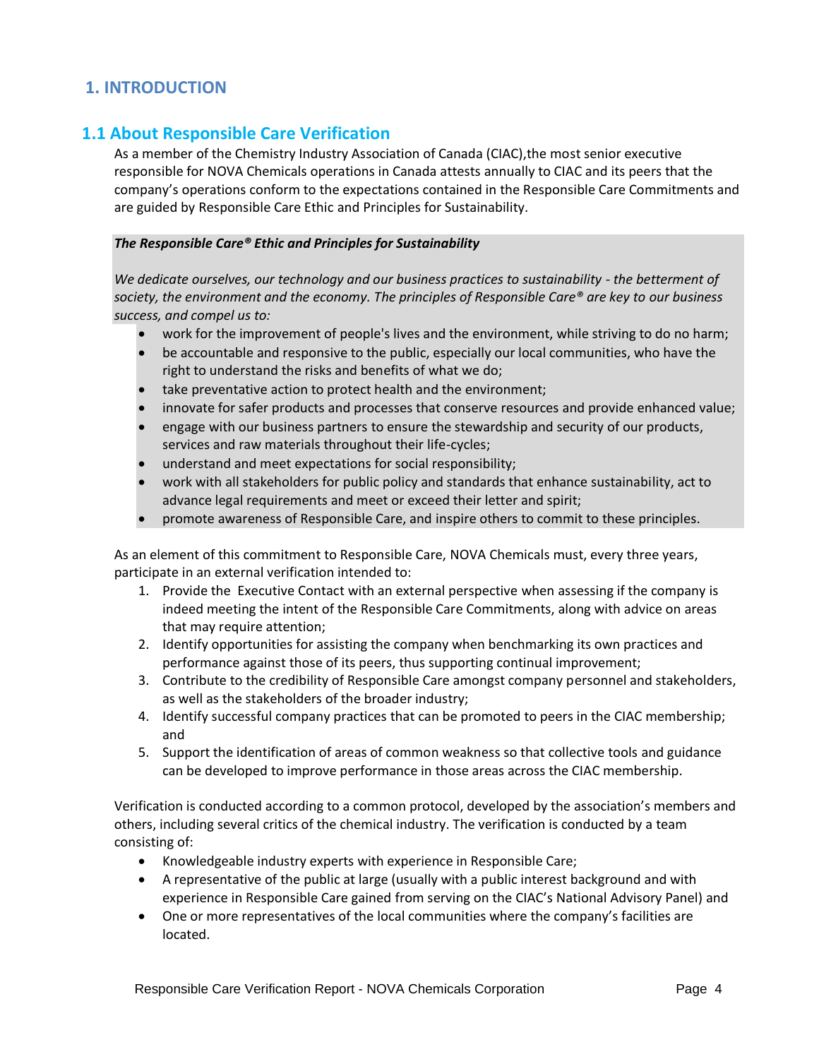# 1. INTRODUCTION

## 1.1 About Responsible Care Verification

As a member of the Chemistry Industry Association of Canada (CIAC),the most senior executive responsible for NOVA Chemicals operations in Canada attests annually to CIAC and its peers that the company's operations conform to the expectations contained in the Responsible Care Commitments and are guided by Responsible Care Ethic and Principles for Sustainability.

***The Responsible Care® Ethic and Principles for Sustainability***

*We dedicate ourselves, our technology and our business practices to sustainability - the betterment of society, the environment and the economy. The principles of Responsible Care® are key to our business success, and compel us to:*

- work for the improvement of people's lives and the environment, while striving to do no harm;
- be accountable and responsive to the public, especially our local communities, who have the right to understand the risks and benefits of what we do;
- take preventative action to protect health and the environment;
- innovate for safer products and processes that conserve resources and provide enhanced value;
- engage with our business partners to ensure the stewardship and security of our products, services and raw materials throughout their life-cycles;
- understand and meet expectations for social responsibility;
- work with all stakeholders for public policy and standards that enhance sustainability, act to advance legal requirements and meet or exceed their letter and spirit;
- promote awareness of Responsible Care, and inspire others to commit to these principles.

As an element of this commitment to Responsible Care, NOVA Chemicals must, every three years, participate in an external verification intended to:

1. Provide the Executive Contact with an external perspective when assessing if the company is indeed meeting the intent of the Responsible Care Commitments, along with advice on areas that may require attention;
2. Identify opportunities for assisting the company when benchmarking its own practices and performance against those of its peers, thus supporting continual improvement;
3. Contribute to the credibility of Responsible Care amongst company personnel and stakeholders, as well as the stakeholders of the broader industry;
4. Identify successful company practices that can be promoted to peers in the CIAC membership; and
5. Support the identification of areas of common weakness so that collective tools and guidance can be developed to improve performance in those areas across the CIAC membership.

Verification is conducted according to a common protocol, developed by the association's members and others, including several critics of the chemical industry. The verification is conducted by a team consisting of:

- Knowledgeable industry experts with experience in Responsible Care;
- A representative of the public at large (usually with a public interest background and with experience in Responsible Care gained from serving on the CIAC's National Advisory Panel) and
- One or more representatives of the local communities where the company's facilities are located.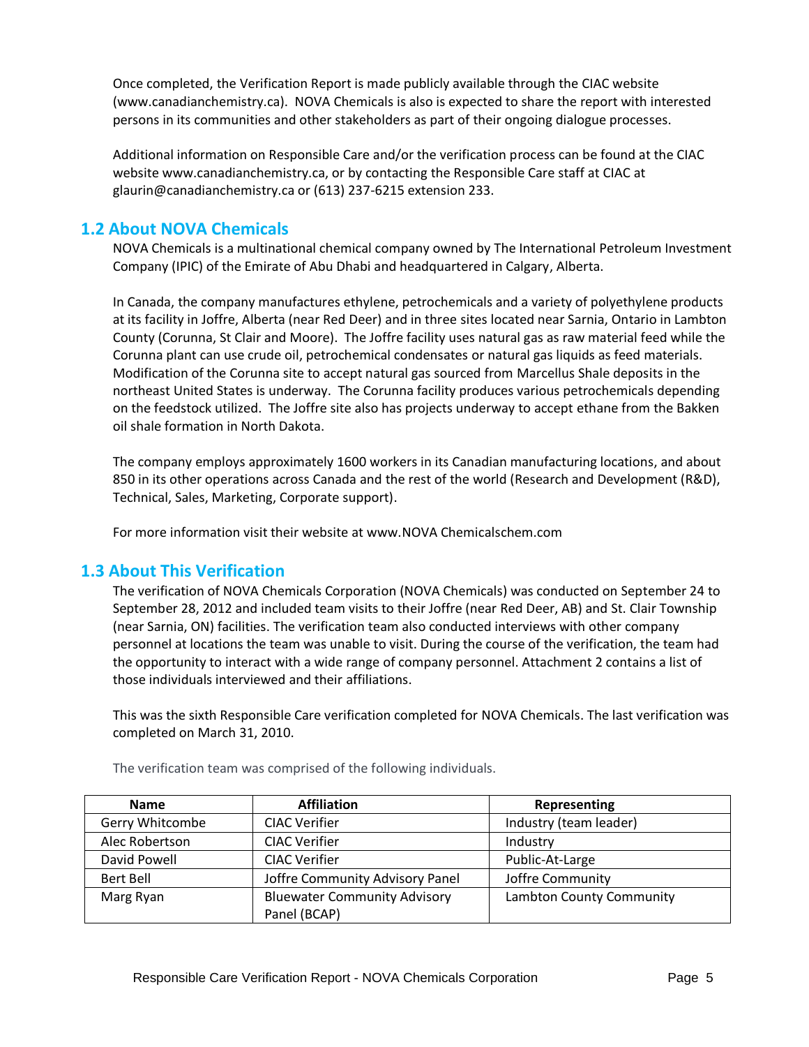Once completed, the Verification Report is made publicly available through the CIAC website (www.canadianchemistry.ca). NOVA Chemicals is also is expected to share the report with interested persons in its communities and other stakeholders as part of their ongoing dialogue processes.

Additional information on Responsible Care and/or the verification process can be found at the CIAC website www.canadianchemistry.ca, or by contacting the Responsible Care staff at CIAC at glaurin@canadianchemistry.ca or (613) 237-6215 extension 233.

## 1.2 About NOVA Chemicals

NOVA Chemicals is a multinational chemical company owned by The International Petroleum Investment Company (IPIC) of the Emirate of Abu Dhabi and headquartered in Calgary, Alberta.

In Canada, the company manufactures ethylene, petrochemicals and a variety of polyethylene products at its facility in Joffre, Alberta (near Red Deer) and in three sites located near Sarnia, Ontario in Lambton County (Corunna, St Clair and Moore). The Joffre facility uses natural gas as raw material feed while the Corunna plant can use crude oil, petrochemical condensates or natural gas liquids as feed materials. Modification of the Corunna site to accept natural gas sourced from Marcellus Shale deposits in the northeast United States is underway. The Corunna facility produces various petrochemicals depending on the feedstock utilized. The Joffre site also has projects underway to accept ethane from the Bakken oil shale formation in North Dakota.

The company employs approximately 1600 workers in its Canadian manufacturing locations, and about 850 in its other operations across Canada and the rest of the world (Research and Development (R&D), Technical, Sales, Marketing, Corporate support).

For more information visit their website at www.NOVA Chemicalschem.com

## 1.3 About This Verification

The verification of NOVA Chemicals Corporation (NOVA Chemicals) was conducted on September 24 to September 28, 2012 and included team visits to their Joffre (near Red Deer, AB) and St. Clair Township (near Sarnia, ON) facilities. The verification team also conducted interviews with other company personnel at locations the team was unable to visit. During the course of the verification, the team had the opportunity to interact with a wide range of company personnel. Attachment 2 contains a list of those individuals interviewed and their affiliations.

This was the sixth Responsible Care verification completed for NOVA Chemicals. The last verification was completed on March 31, 2010.

The verification team was comprised of the following individuals.

| Name | Affiliation | Representing |
|---|---|---|
| Gerry Whitcombe | CIAC Verifier | Industry (team leader) |
| Alec Robertson | CIAC Verifier | Industry |
| David Powell | CIAC Verifier | Public-At-Large |
| Bert Bell | Joffre Community Advisory Panel | Joffre Community |
| Marg Ryan | Bluewater Community Advisory Panel (BCAP) | Lambton County Community |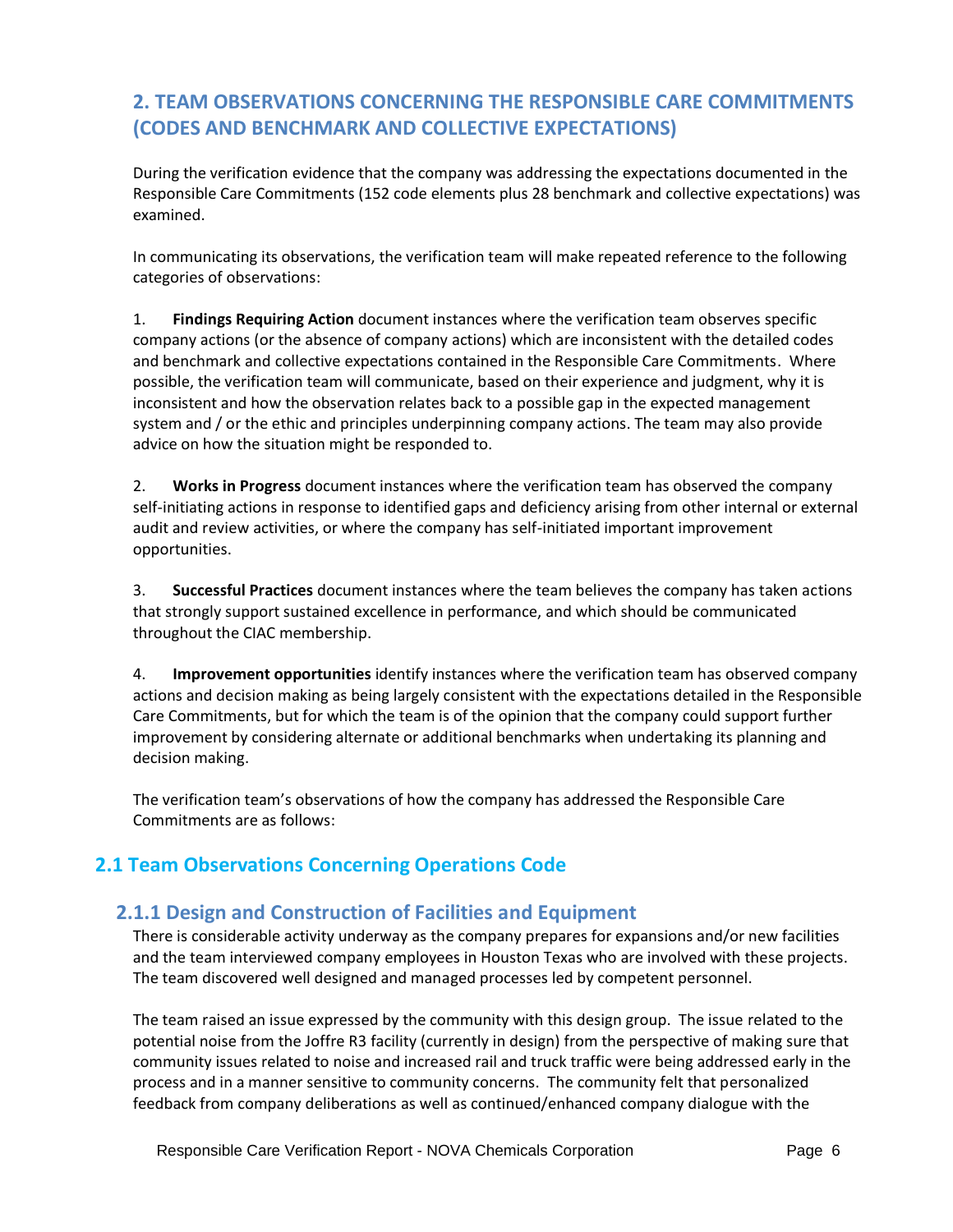## 2. TEAM OBSERVATIONS CONCERNING THE RESPONSIBLE CARE COMMITMENTS (CODES AND BENCHMARK AND COLLECTIVE EXPECTATIONS)

During the verification evidence that the company was addressing the expectations documented in the Responsible Care Commitments (152 code elements plus 28 benchmark and collective expectations) was examined.

In communicating its observations, the verification team will make repeated reference to the following categories of observations:

1. **Findings Requiring Action** document instances where the verification team observes specific company actions (or the absence of company actions) which are inconsistent with the detailed codes and benchmark and collective expectations contained in the Responsible Care Commitments. Where possible, the verification team will communicate, based on their experience and judgment, why it is inconsistent and how the observation relates back to a possible gap in the expected management system and / or the ethic and principles underpinning company actions. The team may also provide advice on how the situation might be responded to.

2. **Works in Progress** document instances where the verification team has observed the company self-initiating actions in response to identified gaps and deficiency arising from other internal or external audit and review activities, or where the company has self-initiated important improvement opportunities.

3. **Successful Practices** document instances where the team believes the company has taken actions that strongly support sustained excellence in performance, and which should be communicated throughout the CIAC membership.

4. **Improvement opportunities** identify instances where the verification team has observed company actions and decision making as being largely consistent with the expectations detailed in the Responsible Care Commitments, but for which the team is of the opinion that the company could support further improvement by considering alternate or additional benchmarks when undertaking its planning and decision making.

The verification team's observations of how the company has addressed the Responsible Care Commitments are as follows:

### 2.1 Team Observations Concerning Operations Code

#### 2.1.1 Design and Construction of Facilities and Equipment

There is considerable activity underway as the company prepares for expansions and/or new facilities and the team interviewed company employees in Houston Texas who are involved with these projects. The team discovered well designed and managed processes led by competent personnel.

The team raised an issue expressed by the community with this design group. The issue related to the potential noise from the Joffre R3 facility (currently in design) from the perspective of making sure that community issues related to noise and increased rail and truck traffic were being addressed early in the process and in a manner sensitive to community concerns. The community felt that personalized feedback from company deliberations as well as continued/enhanced company dialogue with the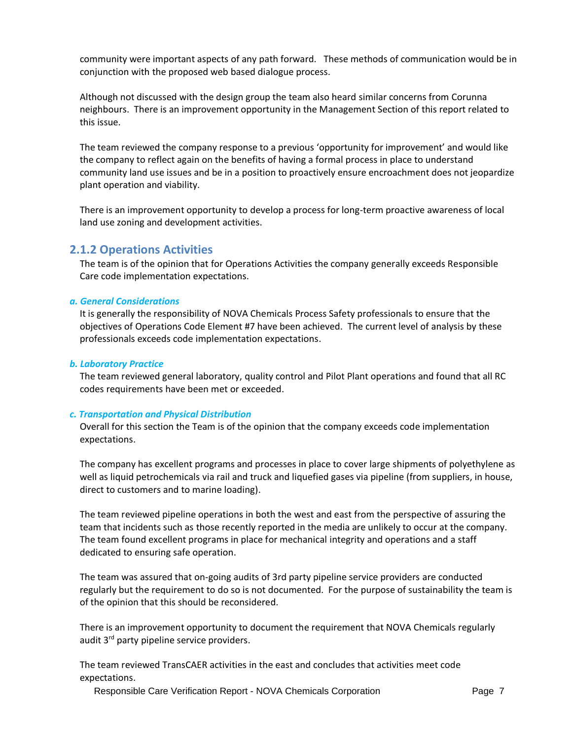community were important aspects of any path forward. These methods of communication would be in conjunction with the proposed web based dialogue process.

Although not discussed with the design group the team also heard similar concerns from Corunna neighbours. There is an improvement opportunity in the Management Section of this report related to this issue.

The team reviewed the company response to a previous 'opportunity for improvement' and would like the company to reflect again on the benefits of having a formal process in place to understand community land use issues and be in a position to proactively ensure encroachment does not jeopardize plant operation and viability.

There is an improvement opportunity to develop a process for long-term proactive awareness of local land use zoning and development activities.

## 2.1.2 Operations Activities

The team is of the opinion that for Operations Activities the company generally exceeds Responsible Care code implementation expectations.

### *a. General Considerations*

It is generally the responsibility of NOVA Chemicals Process Safety professionals to ensure that the objectives of Operations Code Element #7 have been achieved. The current level of analysis by these professionals exceeds code implementation expectations.

### *b. Laboratory Practice*

The team reviewed general laboratory, quality control and Pilot Plant operations and found that all RC codes requirements have been met or exceeded.

### *c. Transportation and Physical Distribution*

Overall for this section the Team is of the opinion that the company exceeds code implementation expectations.

The company has excellent programs and processes in place to cover large shipments of polyethylene as well as liquid petrochemicals via rail and truck and liquefied gases via pipeline (from suppliers, in house, direct to customers and to marine loading).

The team reviewed pipeline operations in both the west and east from the perspective of assuring the team that incidents such as those recently reported in the media are unlikely to occur at the company. The team found excellent programs in place for mechanical integrity and operations and a staff dedicated to ensuring safe operation.

The team was assured that on-going audits of 3rd party pipeline service providers are conducted regularly but the requirement to do so is not documented. For the purpose of sustainability the team is of the opinion that this should be reconsidered.

There is an improvement opportunity to document the requirement that NOVA Chemicals regularly audit 3rd party pipeline service providers.

The team reviewed TransCAER activities in the east and concludes that activities meet code expectations.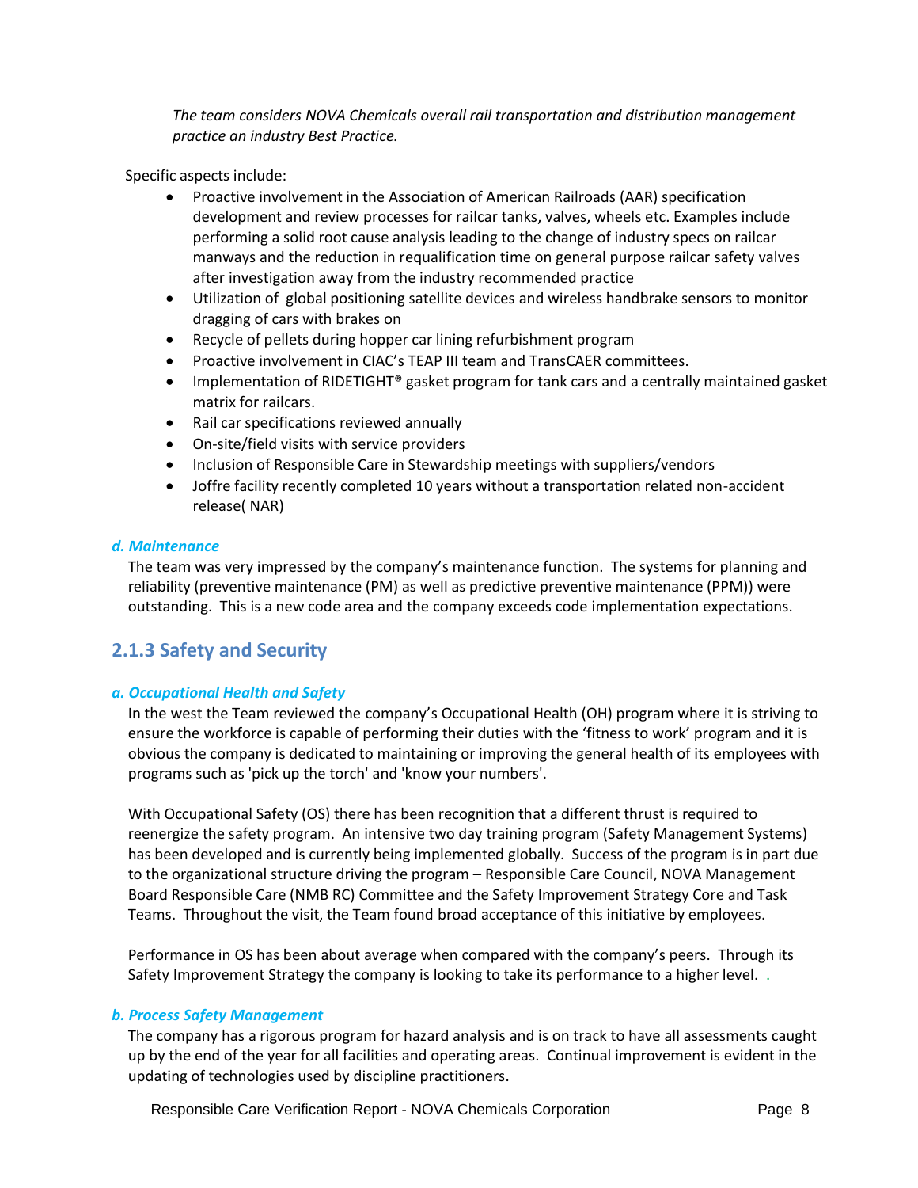*The team considers NOVA Chemicals overall rail transportation and distribution management practice an industry Best Practice.*

Specific aspects include:

- Proactive involvement in the Association of American Railroads (AAR) specification development and review processes for railcar tanks, valves, wheels etc. Examples include performing a solid root cause analysis leading to the change of industry specs on railcar manways and the reduction in requalification time on general purpose railcar safety valves after investigation away from the industry recommended practice
- Utilization of global positioning satellite devices and wireless handbrake sensors to monitor dragging of cars with brakes on
- Recycle of pellets during hopper car lining refurbishment program
- Proactive involvement in CIAC's TEAP III team and TransCAER committees.
- Implementation of RIDETIGHT® gasket program for tank cars and a centrally maintained gasket matrix for railcars.
- Rail car specifications reviewed annually
- On-site/field visits with service providers
- Inclusion of Responsible Care in Stewardship meetings with suppliers/vendors
- Joffre facility recently completed 10 years without a transportation related non-accident release( NAR)

#### *d. Maintenance*

The team was very impressed by the company's maintenance function. The systems for planning and reliability (preventive maintenance (PM) as well as predictive preventive maintenance (PPM)) were outstanding. This is a new code area and the company exceeds code implementation expectations.

### 2.1.3 Safety and Security

#### *a. Occupational Health and Safety*

In the west the Team reviewed the company's Occupational Health (OH) program where it is striving to ensure the workforce is capable of performing their duties with the 'fitness to work' program and it is obvious the company is dedicated to maintaining or improving the general health of its employees with programs such as 'pick up the torch' and 'know your numbers'.

With Occupational Safety (OS) there has been recognition that a different thrust is required to reenergize the safety program. An intensive two day training program (Safety Management Systems) has been developed and is currently being implemented globally. Success of the program is in part due to the organizational structure driving the program – Responsible Care Council, NOVA Management Board Responsible Care (NMB RC) Committee and the Safety Improvement Strategy Core and Task Teams. Throughout the visit, the Team found broad acceptance of this initiative by employees.

Performance in OS has been about average when compared with the company's peers. Through its Safety Improvement Strategy the company is looking to take its performance to a higher level. .

#### *b. Process Safety Management*

The company has a rigorous program for hazard analysis and is on track to have all assessments caught up by the end of the year for all facilities and operating areas. Continual improvement is evident in the updating of technologies used by discipline practitioners.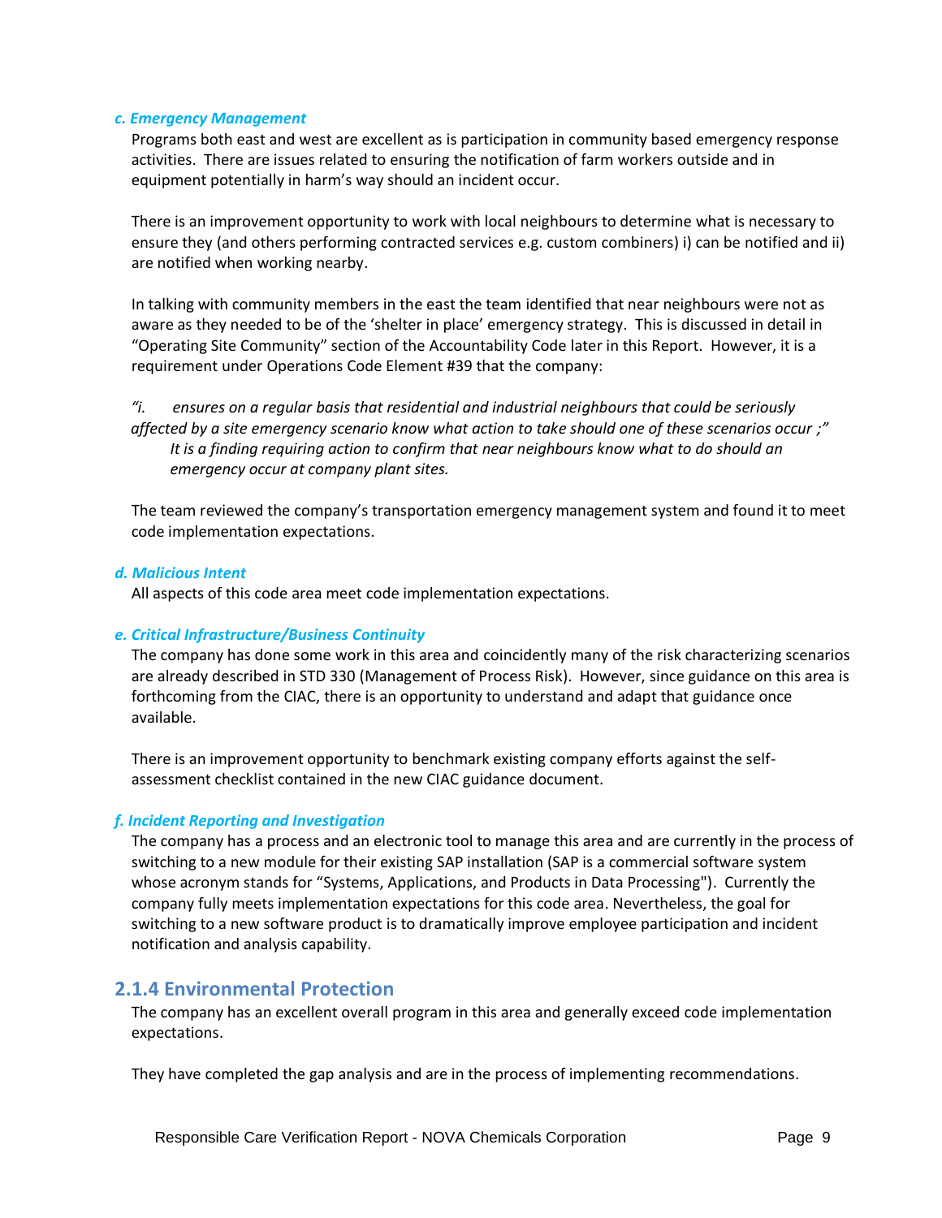#### *c. Emergency Management*

Programs both east and west are excellent as is participation in community based emergency response activities. There are issues related to ensuring the notification of farm workers outside and in equipment potentially in harm's way should an incident occur.

There is an improvement opportunity to work with local neighbours to determine what is necessary to ensure they (and others performing contracted services e.g. custom combiners) i) can be notified and ii) are notified when working nearby.

In talking with community members in the east the team identified that near neighbours were not as aware as they needed to be of the 'shelter in place' emergency strategy. This is discussed in detail in "Operating Site Community" section of the Accountability Code later in this Report. However, it is a requirement under Operations Code Element #39 that the company:

*"i. ensures on a regular basis that residential and industrial neighbours that could be seriously affected by a site emergency scenario know what action to take should one of these scenarios occur ;"*

*It is a finding requiring action to confirm that near neighbours know what to do should an emergency occur at company plant sites.*

The team reviewed the company's transportation emergency management system and found it to meet code implementation expectations.

#### *d. Malicious Intent*

All aspects of this code area meet code implementation expectations.

#### *e. Critical Infrastructure/Business Continuity*

The company has done some work in this area and coincidently many of the risk characterizing scenarios are already described in STD 330 (Management of Process Risk). However, since guidance on this area is forthcoming from the CIAC, there is an opportunity to understand and adapt that guidance once available.

There is an improvement opportunity to benchmark existing company efforts against the self-assessment checklist contained in the new CIAC guidance document.

#### *f. Incident Reporting and Investigation*

The company has a process and an electronic tool to manage this area and are currently in the process of switching to a new module for their existing SAP installation (SAP is a commercial software system whose acronym stands for "Systems, Applications, and Products in Data Processing"). Currently the company fully meets implementation expectations for this code area. Nevertheless, the goal for switching to a new software product is to dramatically improve employee participation and incident notification and analysis capability.

### 2.1.4 Environmental Protection

The company has an excellent overall program in this area and generally exceed code implementation expectations.

They have completed the gap analysis and are in the process of implementing recommendations.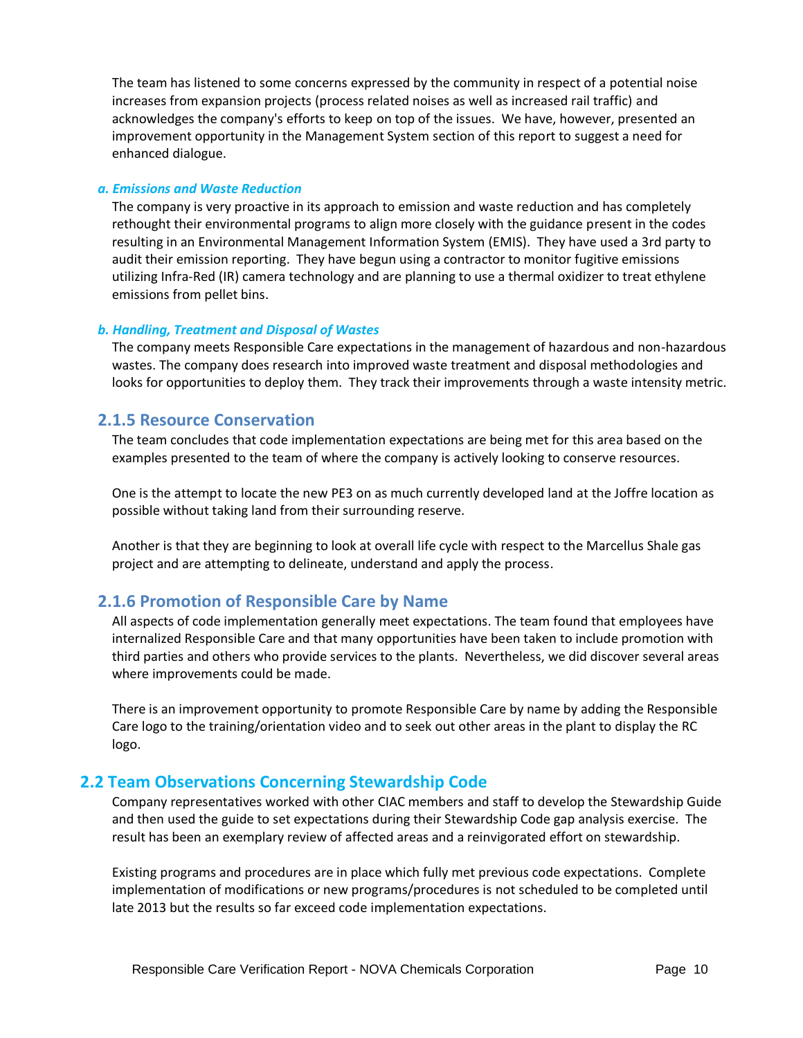The team has listened to some concerns expressed by the community in respect of a potential noise increases from expansion projects (process related noises as well as increased rail traffic) and acknowledges the company's efforts to keep on top of the issues. We have, however, presented an improvement opportunity in the Management System section of this report to suggest a need for enhanced dialogue.

#### *a. Emissions and Waste Reduction*

The company is very proactive in its approach to emission and waste reduction and has completely rethought their environmental programs to align more closely with the guidance present in the codes resulting in an Environmental Management Information System (EMIS). They have used a 3rd party to audit their emission reporting. They have begun using a contractor to monitor fugitive emissions utilizing Infra-Red (IR) camera technology and are planning to use a thermal oxidizer to treat ethylene emissions from pellet bins.

#### *b. Handling, Treatment and Disposal of Wastes*

The company meets Responsible Care expectations in the management of hazardous and non-hazardous wastes. The company does research into improved waste treatment and disposal methodologies and looks for opportunities to deploy them. They track their improvements through a waste intensity metric.

### 2.1.5 Resource Conservation

The team concludes that code implementation expectations are being met for this area based on the examples presented to the team of where the company is actively looking to conserve resources.

One is the attempt to locate the new PE3 on as much currently developed land at the Joffre location as possible without taking land from their surrounding reserve.

Another is that they are beginning to look at overall life cycle with respect to the Marcellus Shale gas project and are attempting to delineate, understand and apply the process.

### 2.1.6 Promotion of Responsible Care by Name

All aspects of code implementation generally meet expectations. The team found that employees have internalized Responsible Care and that many opportunities have been taken to include promotion with third parties and others who provide services to the plants. Nevertheless, we did discover several areas where improvements could be made.

There is an improvement opportunity to promote Responsible Care by name by adding the Responsible Care logo to the training/orientation video and to seek out other areas in the plant to display the RC logo.

## 2.2 Team Observations Concerning Stewardship Code

Company representatives worked with other CIAC members and staff to develop the Stewardship Guide and then used the guide to set expectations during their Stewardship Code gap analysis exercise. The result has been an exemplary review of affected areas and a reinvigorated effort on stewardship.

Existing programs and procedures are in place which fully met previous code expectations. Complete implementation of modifications or new programs/procedures is not scheduled to be completed until late 2013 but the results so far exceed code implementation expectations.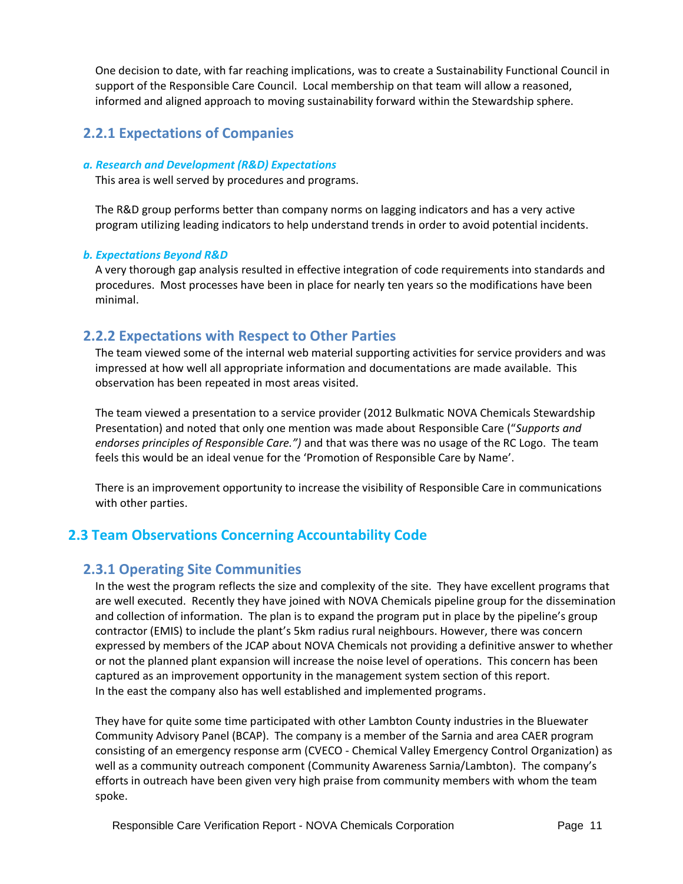One decision to date, with far reaching implications, was to create a Sustainability Functional Council in support of the Responsible Care Council. Local membership on that team will allow a reasoned, informed and aligned approach to moving sustainability forward within the Stewardship sphere.

### 2.2.1 Expectations of Companies

#### *a. Research and Development (R&D) Expectations*

This area is well served by procedures and programs.

The R&D group performs better than company norms on lagging indicators and has a very active program utilizing leading indicators to help understand trends in order to avoid potential incidents.

#### *b. Expectations Beyond R&D*

A very thorough gap analysis resulted in effective integration of code requirements into standards and procedures. Most processes have been in place for nearly ten years so the modifications have been minimal.

### 2.2.2 Expectations with Respect to Other Parties

The team viewed some of the internal web material supporting activities for service providers and was impressed at how well all appropriate information and documentations are made available. This observation has been repeated in most areas visited.

The team viewed a presentation to a service provider (2012 Bulkmatic NOVA Chemicals Stewardship Presentation) and noted that only one mention was made about Responsible Care ("*Supports and endorses principles of Responsible Care.")* and that was there was no usage of the RC Logo. The team feels this would be an ideal venue for the 'Promotion of Responsible Care by Name'.

There is an improvement opportunity to increase the visibility of Responsible Care in communications with other parties.

## 2.3 Team Observations Concerning Accountability Code

### 2.3.1 Operating Site Communities

In the west the program reflects the size and complexity of the site. They have excellent programs that are well executed. Recently they have joined with NOVA Chemicals pipeline group for the dissemination and collection of information. The plan is to expand the program put in place by the pipeline's group contractor (EMIS) to include the plant's 5km radius rural neighbours. However, there was concern expressed by members of the JCAP about NOVA Chemicals not providing a definitive answer to whether or not the planned plant expansion will increase the noise level of operations. This concern has been captured as an improvement opportunity in the management system section of this report.
In the east the company also has well established and implemented programs.

They have for quite some time participated with other Lambton County industries in the Bluewater Community Advisory Panel (BCAP). The company is a member of the Sarnia and area CAER program consisting of an emergency response arm (CVECO - Chemical Valley Emergency Control Organization) as well as a community outreach component (Community Awareness Sarnia/Lambton). The company's efforts in outreach have been given very high praise from community members with whom the team spoke.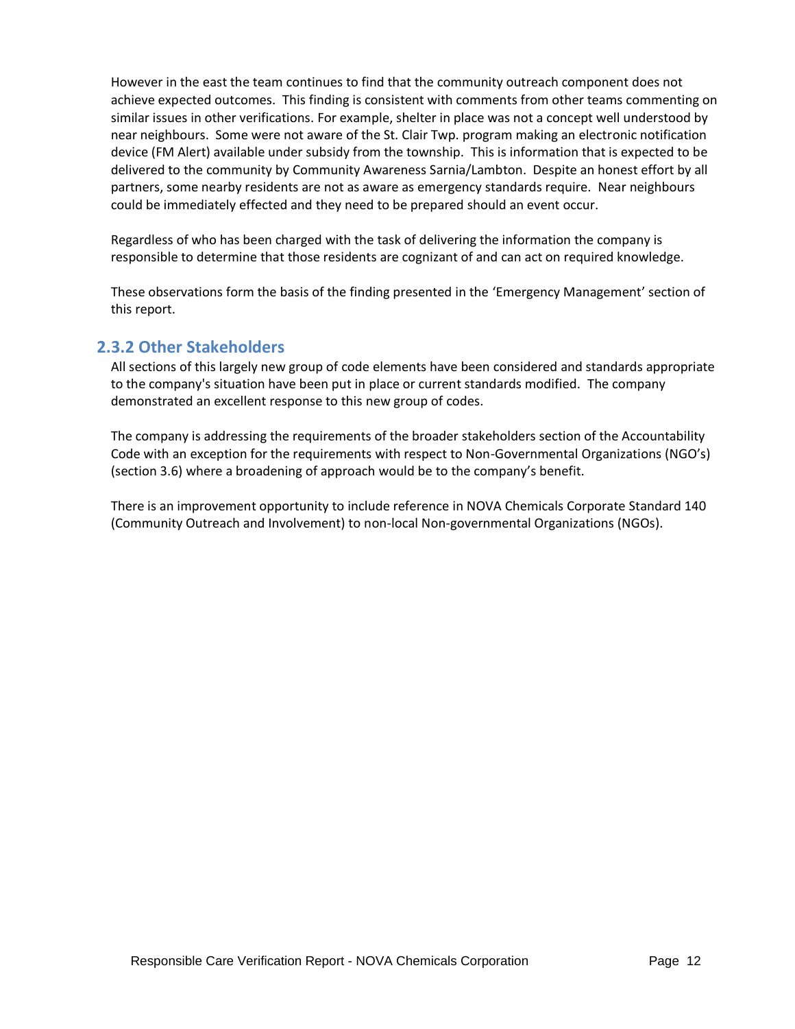However in the east the team continues to find that the community outreach component does not achieve expected outcomes. This finding is consistent with comments from other teams commenting on similar issues in other verifications. For example, shelter in place was not a concept well understood by near neighbours. Some were not aware of the St. Clair Twp. program making an electronic notification device (FM Alert) available under subsidy from the township. This is information that is expected to be delivered to the community by Community Awareness Sarnia/Lambton. Despite an honest effort by all partners, some nearby residents are not as aware as emergency standards require. Near neighbours could be immediately effected and they need to be prepared should an event occur.

Regardless of who has been charged with the task of delivering the information the company is responsible to determine that those residents are cognizant of and can act on required knowledge.

These observations form the basis of the finding presented in the 'Emergency Management' section of this report.

### 2.3.2 Other Stakeholders

All sections of this largely new group of code elements have been considered and standards appropriate to the company's situation have been put in place or current standards modified. The company demonstrated an excellent response to this new group of codes.

The company is addressing the requirements of the broader stakeholders section of the Accountability Code with an exception for the requirements with respect to Non-Governmental Organizations (NGO's) (section 3.6) where a broadening of approach would be to the company's benefit.

There is an improvement opportunity to include reference in NOVA Chemicals Corporate Standard 140 (Community Outreach and Involvement) to non-local Non-governmental Organizations (NGOs).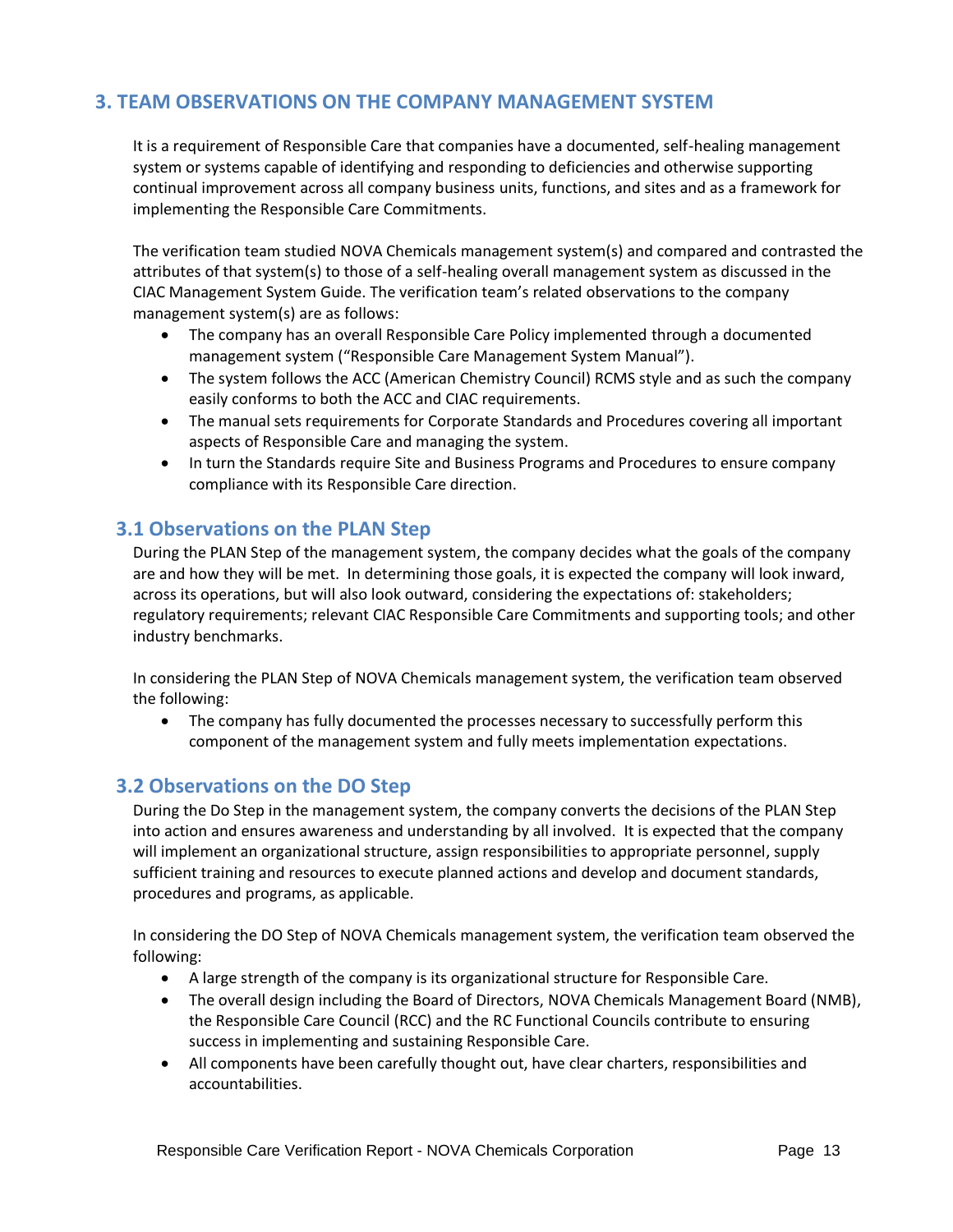## 3. TEAM OBSERVATIONS ON THE COMPANY MANAGEMENT SYSTEM

It is a requirement of Responsible Care that companies have a documented, self-healing management system or systems capable of identifying and responding to deficiencies and otherwise supporting continual improvement across all company business units, functions, and sites and as a framework for implementing the Responsible Care Commitments.

The verification team studied NOVA Chemicals management system(s) and compared and contrasted the attributes of that system(s) to those of a self-healing overall management system as discussed in the CIAC Management System Guide. The verification team's related observations to the company management system(s) are as follows:

- The company has an overall Responsible Care Policy implemented through a documented management system ("Responsible Care Management System Manual").
- The system follows the ACC (American Chemistry Council) RCMS style and as such the company easily conforms to both the ACC and CIAC requirements.
- The manual sets requirements for Corporate Standards and Procedures covering all important aspects of Responsible Care and managing the system.
- In turn the Standards require Site and Business Programs and Procedures to ensure company compliance with its Responsible Care direction.

### 3.1 Observations on the PLAN Step

During the PLAN Step of the management system, the company decides what the goals of the company are and how they will be met. In determining those goals, it is expected the company will look inward, across its operations, but will also look outward, considering the expectations of: stakeholders; regulatory requirements; relevant CIAC Responsible Care Commitments and supporting tools; and other industry benchmarks.

In considering the PLAN Step of NOVA Chemicals management system, the verification team observed the following:

- The company has fully documented the processes necessary to successfully perform this component of the management system and fully meets implementation expectations.

### 3.2 Observations on the DO Step

During the Do Step in the management system, the company converts the decisions of the PLAN Step into action and ensures awareness and understanding by all involved. It is expected that the company will implement an organizational structure, assign responsibilities to appropriate personnel, supply sufficient training and resources to execute planned actions and develop and document standards, procedures and programs, as applicable.

In considering the DO Step of NOVA Chemicals management system, the verification team observed the following:

- A large strength of the company is its organizational structure for Responsible Care.
- The overall design including the Board of Directors, NOVA Chemicals Management Board (NMB), the Responsible Care Council (RCC) and the RC Functional Councils contribute to ensuring success in implementing and sustaining Responsible Care.
- All components have been carefully thought out, have clear charters, responsibilities and accountabilities.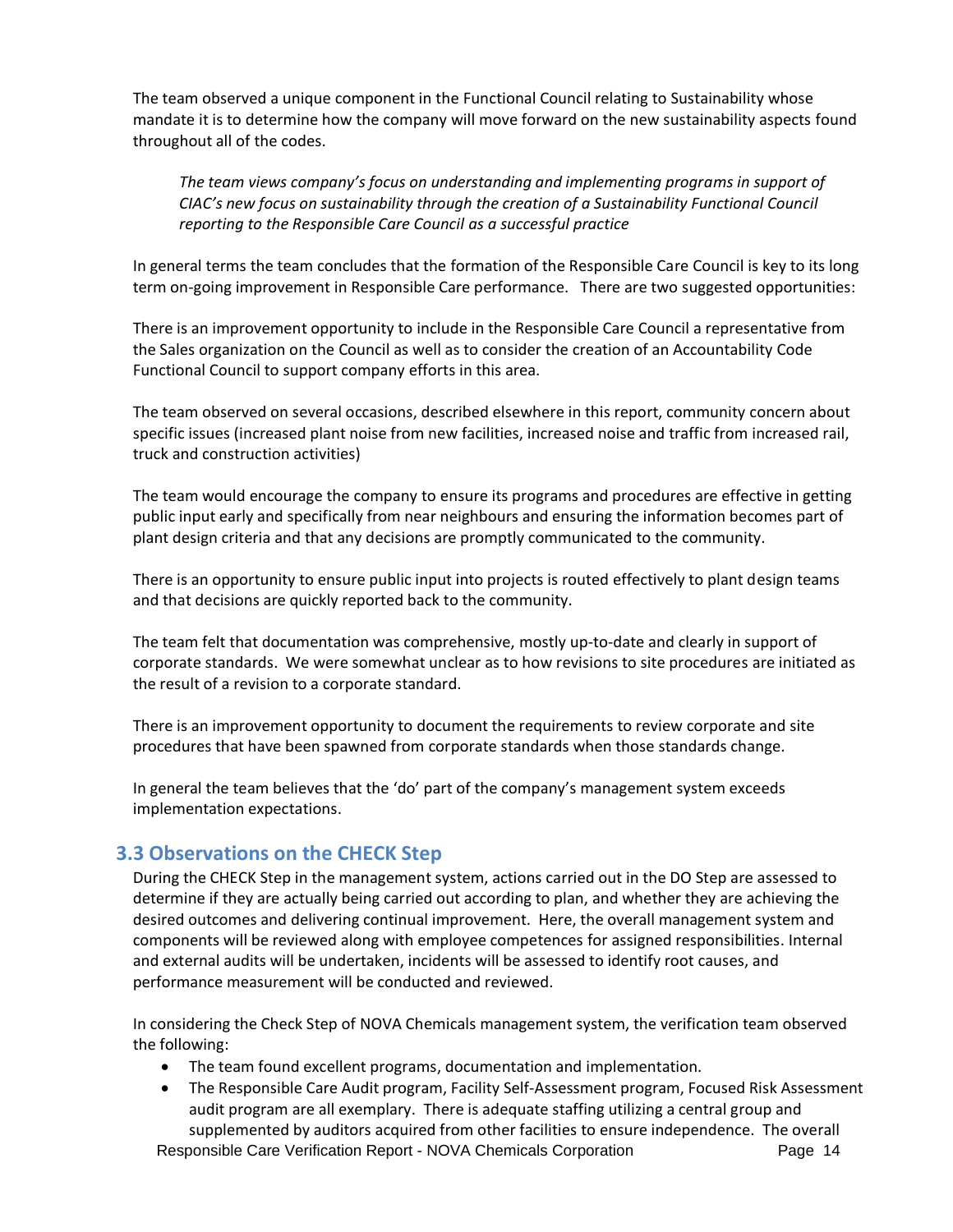The team observed a unique component in the Functional Council relating to Sustainability whose mandate it is to determine how the company will move forward on the new sustainability aspects found throughout all of the codes.

> *The team views company's focus on understanding and implementing programs in support of CIAC's new focus on sustainability through the creation of a Sustainability Functional Council reporting to the Responsible Care Council as a successful practice*

In general terms the team concludes that the formation of the Responsible Care Council is key to its long term on-going improvement in Responsible Care performance. There are two suggested opportunities:

There is an improvement opportunity to include in the Responsible Care Council a representative from the Sales organization on the Council as well as to consider the creation of an Accountability Code Functional Council to support company efforts in this area.

The team observed on several occasions, described elsewhere in this report, community concern about specific issues (increased plant noise from new facilities, increased noise and traffic from increased rail, truck and construction activities)

The team would encourage the company to ensure its programs and procedures are effective in getting public input early and specifically from near neighbours and ensuring the information becomes part of plant design criteria and that any decisions are promptly communicated to the community.

There is an opportunity to ensure public input into projects is routed effectively to plant design teams and that decisions are quickly reported back to the community.

The team felt that documentation was comprehensive, mostly up-to-date and clearly in support of corporate standards. We were somewhat unclear as to how revisions to site procedures are initiated as the result of a revision to a corporate standard.

There is an improvement opportunity to document the requirements to review corporate and site procedures that have been spawned from corporate standards when those standards change.

In general the team believes that the 'do' part of the company's management system exceeds implementation expectations.

## 3.3 Observations on the CHECK Step

During the CHECK Step in the management system, actions carried out in the DO Step are assessed to determine if they are actually being carried out according to plan, and whether they are achieving the desired outcomes and delivering continual improvement. Here, the overall management system and components will be reviewed along with employee competences for assigned responsibilities. Internal and external audits will be undertaken, incidents will be assessed to identify root causes, and performance measurement will be conducted and reviewed.

In considering the Check Step of NOVA Chemicals management system, the verification team observed the following:

- The team found excellent programs, documentation and implementation.
- The Responsible Care Audit program, Facility Self-Assessment program, Focused Risk Assessment audit program are all exemplary. There is adequate staffing utilizing a central group and supplemented by auditors acquired from other facilities to ensure independence. The overall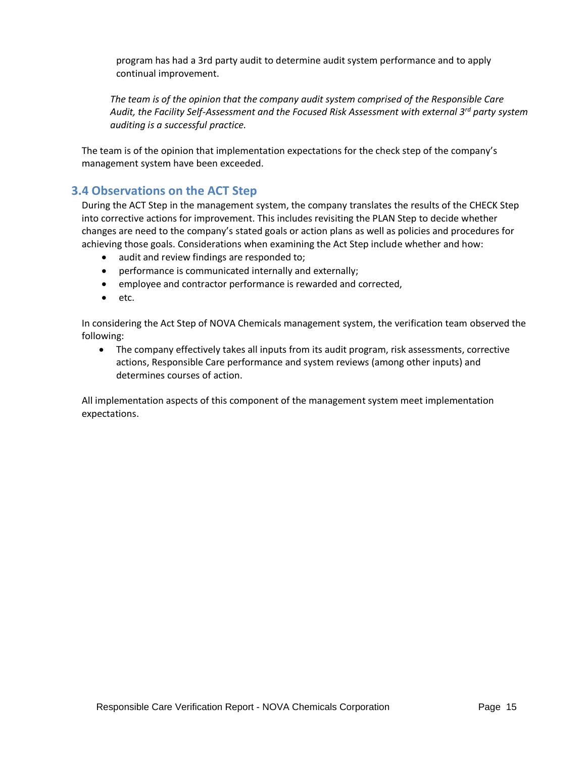program has had a 3rd party audit to determine audit system performance and to apply continual improvement.

*The team is of the opinion that the company audit system comprised of the Responsible Care Audit, the Facility Self-Assessment and the Focused Risk Assessment with external 3rd party system auditing is a successful practice.*

The team is of the opinion that implementation expectations for the check step of the company's management system have been exceeded.

## 3.4 Observations on the ACT Step

During the ACT Step in the management system, the company translates the results of the CHECK Step into corrective actions for improvement. This includes revisiting the PLAN Step to decide whether changes are need to the company's stated goals or action plans as well as policies and procedures for achieving those goals. Considerations when examining the Act Step include whether and how:

- audit and review findings are responded to;
- performance is communicated internally and externally;
- employee and contractor performance is rewarded and corrected,
- etc.

In considering the Act Step of NOVA Chemicals management system, the verification team observed the following:

- The company effectively takes all inputs from its audit program, risk assessments, corrective actions, Responsible Care performance and system reviews (among other inputs) and determines courses of action.

All implementation aspects of this component of the management system meet implementation expectations.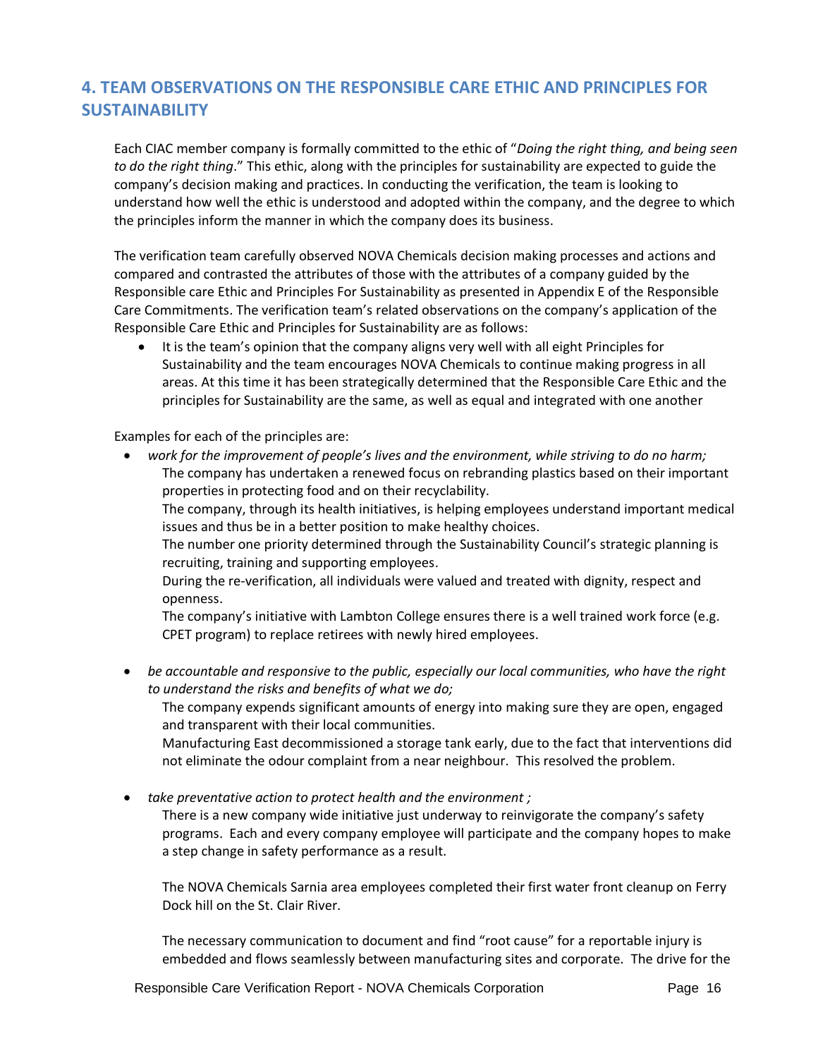## 4. TEAM OBSERVATIONS ON THE RESPONSIBLE CARE ETHIC AND PRINCIPLES FOR SUSTAINABILITY

Each CIAC member company is formally committed to the ethic of "*Doing the right thing, and being seen to do the right thing*." This ethic, along with the principles for sustainability are expected to guide the company's decision making and practices. In conducting the verification, the team is looking to understand how well the ethic is understood and adopted within the company, and the degree to which the principles inform the manner in which the company does its business.

The verification team carefully observed NOVA Chemicals decision making processes and actions and compared and contrasted the attributes of those with the attributes of a company guided by the Responsible care Ethic and Principles For Sustainability as presented in Appendix E of the Responsible Care Commitments. The verification team's related observations on the company's application of the Responsible Care Ethic and Principles for Sustainability are as follows:

- It is the team's opinion that the company aligns very well with all eight Principles for Sustainability and the team encourages NOVA Chemicals to continue making progress in all areas. At this time it has been strategically determined that the Responsible Care Ethic and the principles for Sustainability are the same, as well as equal and integrated with one another

Examples for each of the principles are:

- *work for the improvement of people's lives and the environment, while striving to do no harm;*

  The company has undertaken a renewed focus on rebranding plastics based on their important properties in protecting food and on their recyclability.

  The company, through its health initiatives, is helping employees understand important medical issues and thus be in a better position to make healthy choices.

  The number one priority determined through the Sustainability Council's strategic planning is recruiting, training and supporting employees.

  During the re-verification, all individuals were valued and treated with dignity, respect and openness.

  The company's initiative with Lambton College ensures there is a well trained work force (e.g. CPET program) to replace retirees with newly hired employees.

- *be accountable and responsive to the public, especially our local communities, who have the right to understand the risks and benefits of what we do;*

  The company expends significant amounts of energy into making sure they are open, engaged and transparent with their local communities.

  Manufacturing East decommissioned a storage tank early, due to the fact that interventions did not eliminate the odour complaint from a near neighbour. This resolved the problem.

- *take preventative action to protect health and the environment ;*

  There is a new company wide initiative just underway to reinvigorate the company's safety programs. Each and every company employee will participate and the company hopes to make a step change in safety performance as a result.

  The NOVA Chemicals Sarnia area employees completed their first water front cleanup on Ferry Dock hill on the St. Clair River.

  The necessary communication to document and find "root cause" for a reportable injury is embedded and flows seamlessly between manufacturing sites and corporate. The drive for the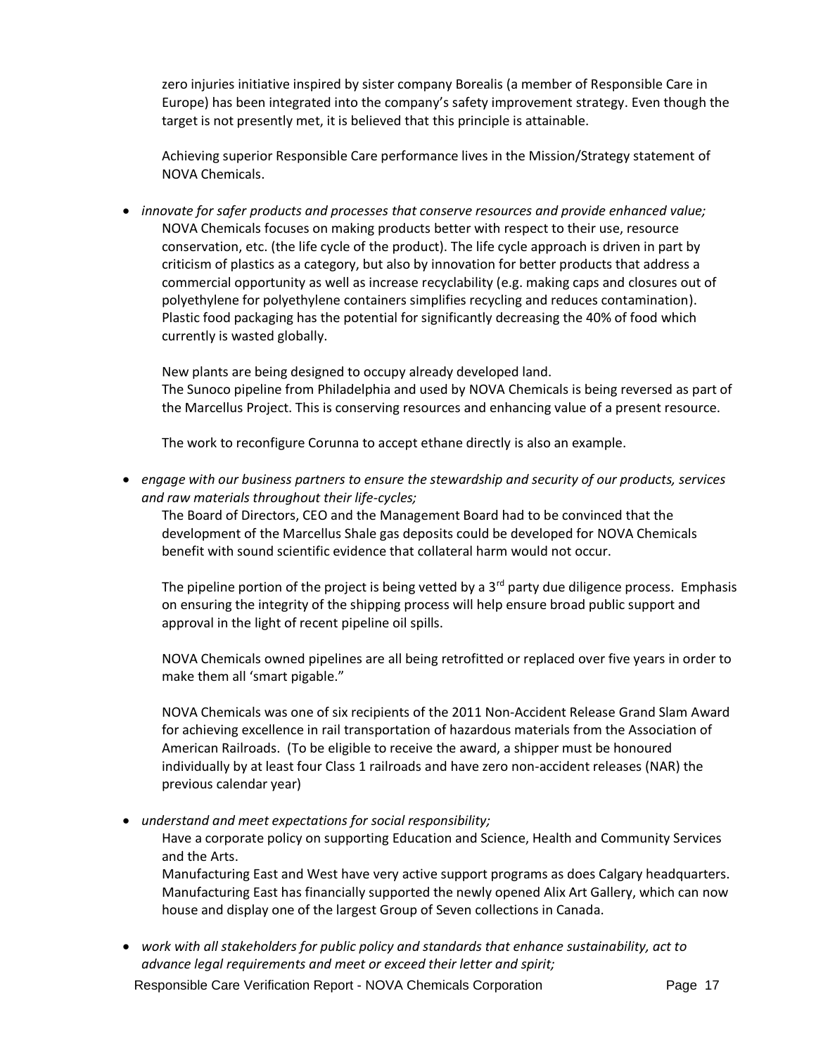zero injuries initiative inspired by sister company Borealis (a member of Responsible Care in Europe) has been integrated into the company's safety improvement strategy. Even though the target is not presently met, it is believed that this principle is attainable.

Achieving superior Responsible Care performance lives in the Mission/Strategy statement of NOVA Chemicals.

- *innovate for safer products and processes that conserve resources and provide enhanced value;*

  NOVA Chemicals focuses on making products better with respect to their use, resource conservation, etc. (the life cycle of the product). The life cycle approach is driven in part by criticism of plastics as a category, but also by innovation for better products that address a commercial opportunity as well as increase recyclability (e.g. making caps and closures out of polyethylene for polyethylene containers simplifies recycling and reduces contamination). Plastic food packaging has the potential for significantly decreasing the 40% of food which currently is wasted globally.

  New plants are being designed to occupy already developed land.
  The Sunoco pipeline from Philadelphia and used by NOVA Chemicals is being reversed as part of the Marcellus Project. This is conserving resources and enhancing value of a present resource.

  The work to reconfigure Corunna to accept ethane directly is also an example.

- *engage with our business partners to ensure the stewardship and security of our products, services and raw materials throughout their life-cycles;*

  The Board of Directors, CEO and the Management Board had to be convinced that the development of the Marcellus Shale gas deposits could be developed for NOVA Chemicals benefit with sound scientific evidence that collateral harm would not occur.

  The pipeline portion of the project is being vetted by a 3rd party due diligence process. Emphasis on ensuring the integrity of the shipping process will help ensure broad public support and approval in the light of recent pipeline oil spills.

  NOVA Chemicals owned pipelines are all being retrofitted or replaced over five years in order to make them all 'smart pigable."

  NOVA Chemicals was one of six recipients of the 2011 Non-Accident Release Grand Slam Award for achieving excellence in rail transportation of hazardous materials from the Association of American Railroads. (To be eligible to receive the award, a shipper must be honoured individually by at least four Class 1 railroads and have zero non-accident releases (NAR) the previous calendar year)

- *understand and meet expectations for social responsibility;*

  Have a corporate policy on supporting Education and Science, Health and Community Services and the Arts.
  Manufacturing East and West have very active support programs as does Calgary headquarters. Manufacturing East has financially supported the newly opened Alix Art Gallery, which can now house and display one of the largest Group of Seven collections in Canada.

- *work with all stakeholders for public policy and standards that enhance sustainability, act to advance legal requirements and meet or exceed their letter and spirit;*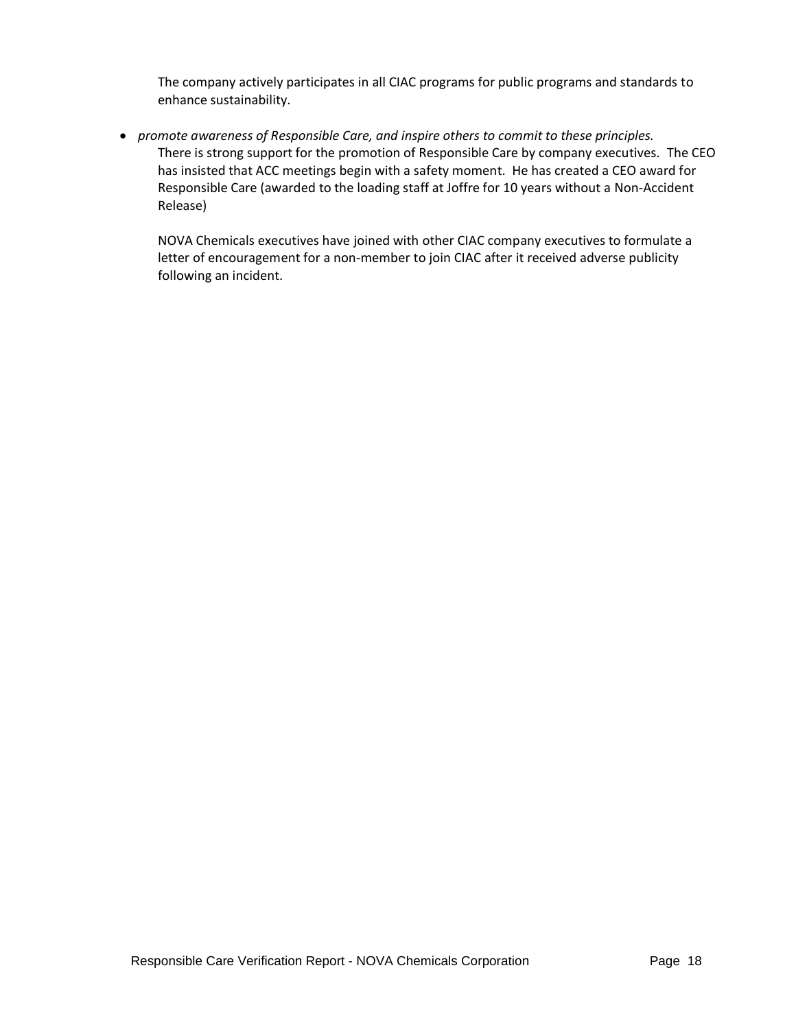The company actively participates in all CIAC programs for public programs and standards to enhance sustainability.

- *promote awareness of Responsible Care, and inspire others to commit to these principles.*

  There is strong support for the promotion of Responsible Care by company executives. The CEO has insisted that ACC meetings begin with a safety moment. He has created a CEO award for Responsible Care (awarded to the loading staff at Joffre for 10 years without a Non-Accident Release)

  NOVA Chemicals executives have joined with other CIAC company executives to formulate a letter of encouragement for a non-member to join CIAC after it received adverse publicity following an incident.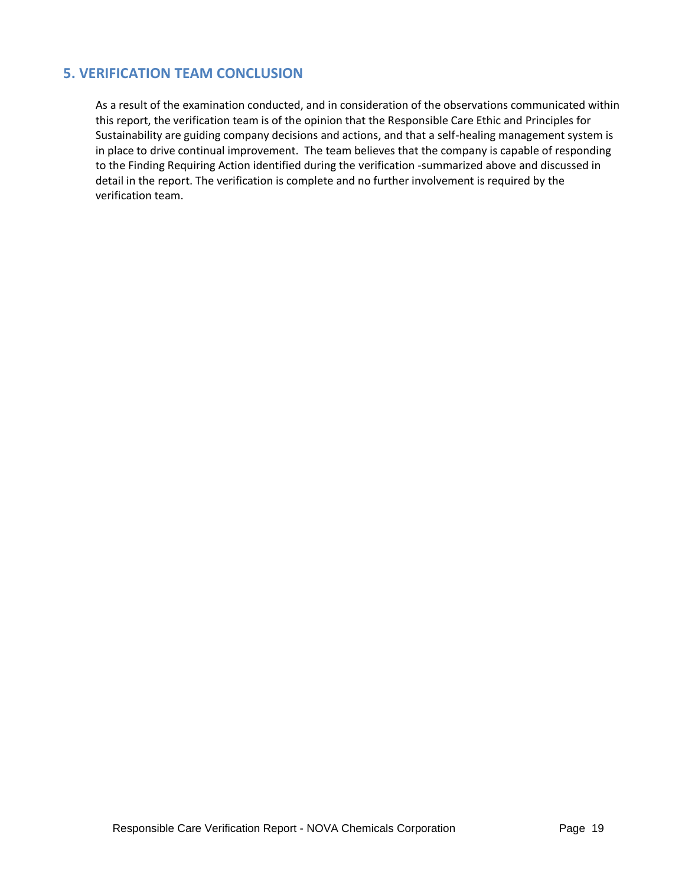## 5. VERIFICATION TEAM CONCLUSION

As a result of the examination conducted, and in consideration of the observations communicated within this report, the verification team is of the opinion that the Responsible Care Ethic and Principles for Sustainability are guiding company decisions and actions, and that a self-healing management system is in place to drive continual improvement. The team believes that the company is capable of responding to the Finding Requiring Action identified during the verification -summarized above and discussed in detail in the report. The verification is complete and no further involvement is required by the verification team.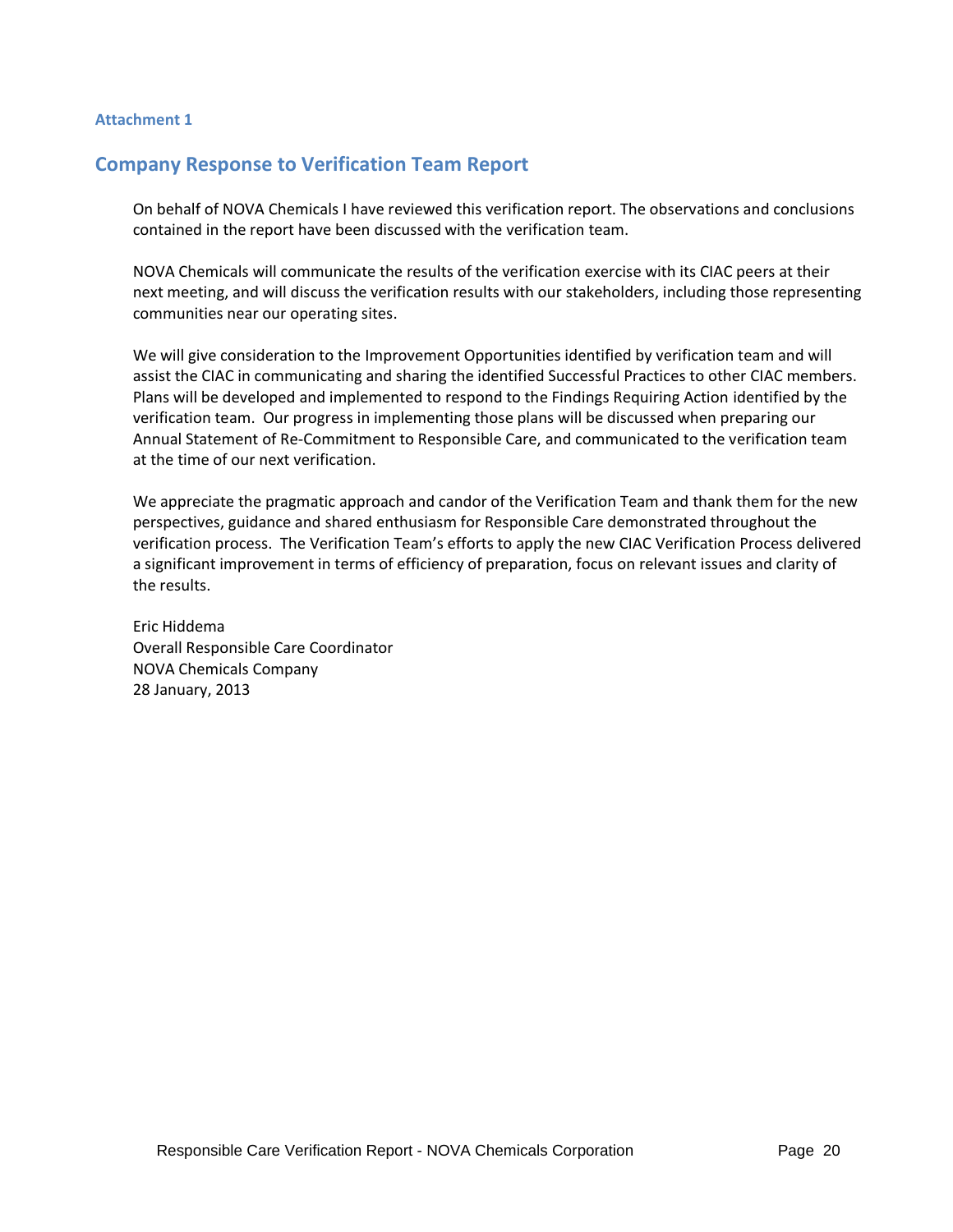**Attachment 1**

## Company Response to Verification Team Report

On behalf of NOVA Chemicals I have reviewed this verification report. The observations and conclusions contained in the report have been discussed with the verification team.

NOVA Chemicals will communicate the results of the verification exercise with its CIAC peers at their next meeting, and will discuss the verification results with our stakeholders, including those representing communities near our operating sites.

We will give consideration to the Improvement Opportunities identified by verification team and will assist the CIAC in communicating and sharing the identified Successful Practices to other CIAC members. Plans will be developed and implemented to respond to the Findings Requiring Action identified by the verification team. Our progress in implementing those plans will be discussed when preparing our Annual Statement of Re-Commitment to Responsible Care, and communicated to the verification team at the time of our next verification.

We appreciate the pragmatic approach and candor of the Verification Team and thank them for the new perspectives, guidance and shared enthusiasm for Responsible Care demonstrated throughout the verification process. The Verification Team's efforts to apply the new CIAC Verification Process delivered a significant improvement in terms of efficiency of preparation, focus on relevant issues and clarity of the results.

Eric Hiddema
Overall Responsible Care Coordinator
NOVA Chemicals Company
28 January, 2013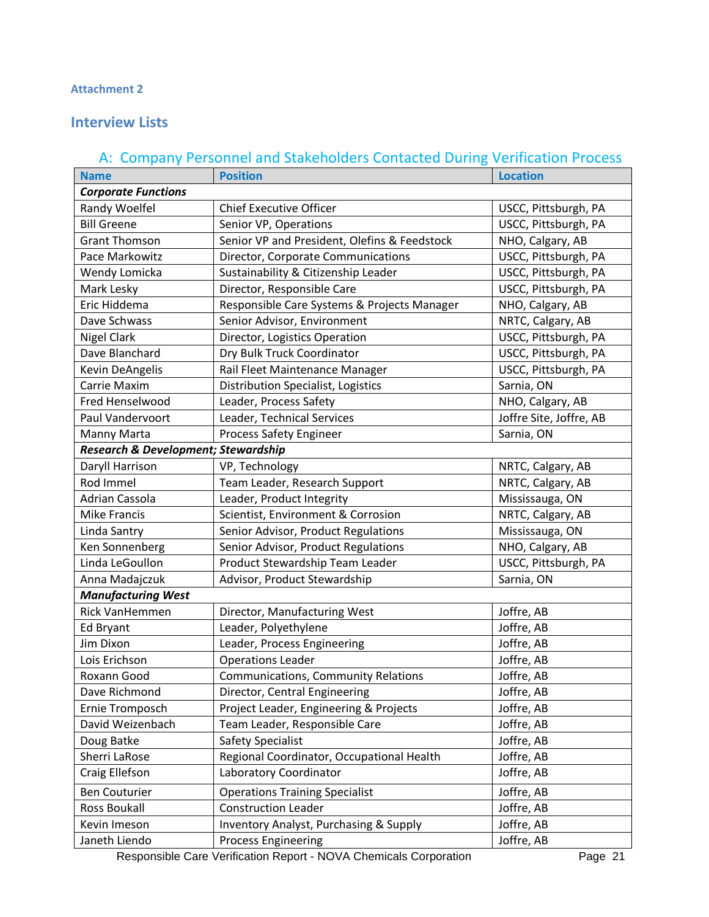Attachment 2

## Interview Lists

### A: Company Personnel and Stakeholders Contacted During Verification Process

| Name | Position | Location |
|---|---|---|
| ***Corporate Functions*** | | |
| Randy Woelfel | Chief Executive Officer | USCC, Pittsburgh, PA |
| Bill Greene | Senior VP, Operations | USCC, Pittsburgh, PA |
| Grant Thomson | Senior VP and President, Olefins & Feedstock | NHO, Calgary, AB |
| Pace Markowitz | Director, Corporate Communications | USCC, Pittsburgh, PA |
| Wendy Lomicka | Sustainability & Citizenship Leader | USCC, Pittsburgh, PA |
| Mark Lesky | Director, Responsible Care | USCC, Pittsburgh, PA |
| Eric Hiddema | Responsible Care Systems & Projects Manager | NHO, Calgary, AB |
| Dave Schwass | Senior Advisor, Environment | NRTC, Calgary, AB |
| Nigel Clark | Director, Logistics Operation | USCC, Pittsburgh, PA |
| Dave Blanchard | Dry Bulk Truck Coordinator | USCC, Pittsburgh, PA |
| Kevin DeAngelis | Rail Fleet Maintenance Manager | USCC, Pittsburgh, PA |
| Carrie Maxim | Distribution Specialist, Logistics | Sarnia, ON |
| Fred Henselwood | Leader, Process Safety | NHO, Calgary, AB |
| Paul Vandervoort | Leader, Technical Services | Joffre Site, Joffre, AB |
| Manny Marta | Process Safety Engineer | Sarnia, ON |
| ***Research & Development; Stewardship*** | | |
| Daryll Harrison | VP, Technology | NRTC, Calgary, AB |
| Rod Immel | Team Leader, Research Support | NRTC, Calgary, AB |
| Adrian Cassola | Leader, Product Integrity | Mississauga, ON |
| Mike Francis | Scientist, Environment & Corrosion | NRTC, Calgary, AB |
| Linda Santry | Senior Advisor, Product Regulations | Mississauga, ON |
| Ken Sonnenberg | Senior Advisor, Product Regulations | NHO, Calgary, AB |
| Linda LeGoullon | Product Stewardship Team Leader | USCC, Pittsburgh, PA |
| Anna Madajczuk | Advisor, Product Stewardship | Sarnia, ON |
| ***Manufacturing West*** | | |
| Rick VanHemmen | Director, Manufacturing West | Joffre, AB |
| Ed Bryant | Leader, Polyethylene | Joffre, AB |
| Jim Dixon | Leader, Process Engineering | Joffre, AB |
| Lois Erichson | Operations Leader | Joffre, AB |
| Roxann Good | Communications, Community Relations | Joffre, AB |
| Dave Richmond | Director, Central Engineering | Joffre, AB |
| Ernie Tromposch | Project Leader, Engineering & Projects | Joffre, AB |
| David Weizenbach | Team Leader, Responsible Care | Joffre, AB |
| Doug Batke | Safety Specialist | Joffre, AB |
| Sherri LaRose | Regional Coordinator, Occupational Health | Joffre, AB |
| Craig Ellefson | Laboratory Coordinator | Joffre, AB |
| Ben Couturier | Operations Training Specialist | Joffre, AB |
| Ross Boukall | Construction Leader | Joffre, AB |
| Kevin Imeson | Inventory Analyst, Purchasing & Supply | Joffre, AB |
| Janeth Liendo | Process Engineering | Joffre, AB |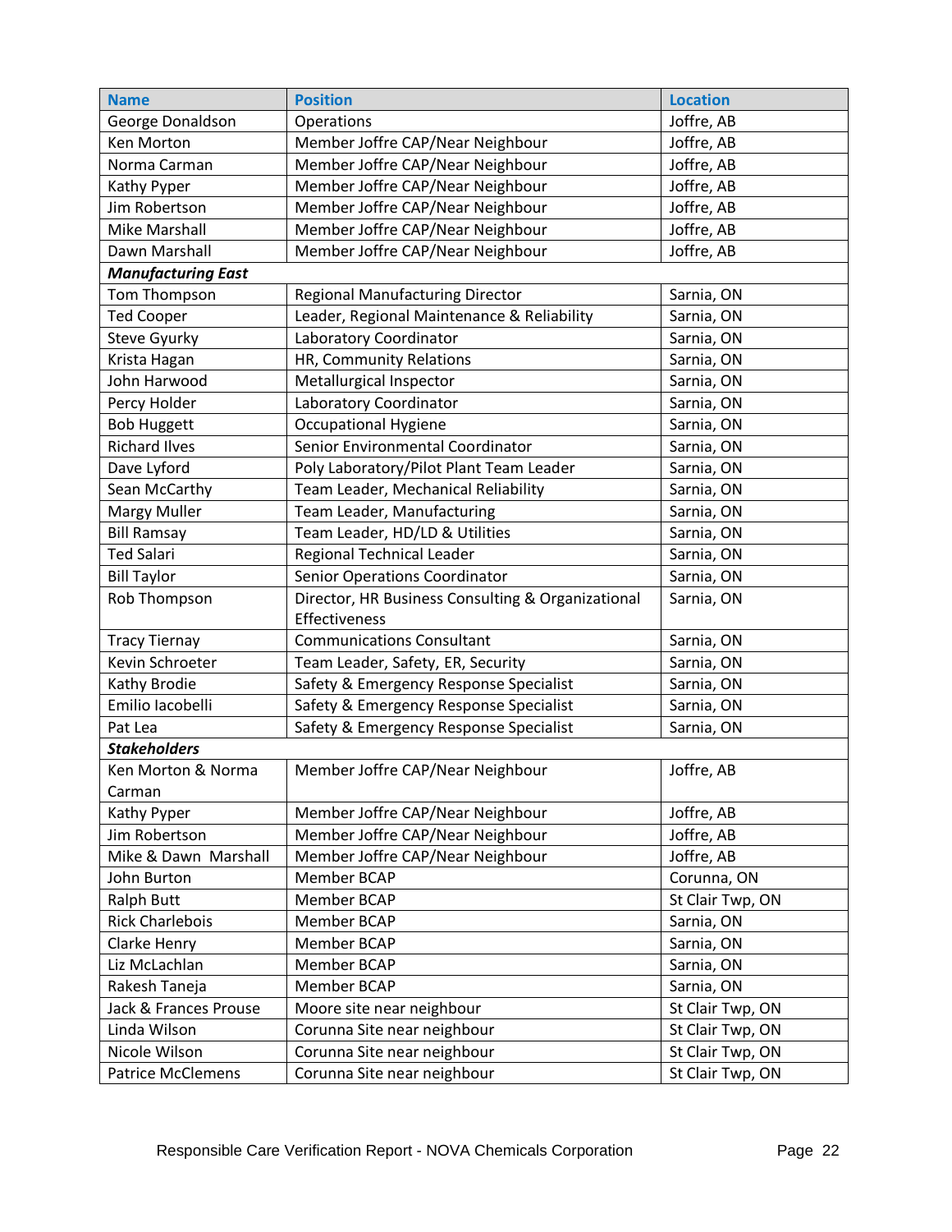| Name | Position | Location |
|---|---|---|
| George Donaldson | Operations | Joffre, AB |
| Ken Morton | Member Joffre CAP/Near Neighbour | Joffre, AB |
| Norma Carman | Member Joffre CAP/Near Neighbour | Joffre, AB |
| Kathy Pyper | Member Joffre CAP/Near Neighbour | Joffre, AB |
| Jim Robertson | Member Joffre CAP/Near Neighbour | Joffre, AB |
| Mike Marshall | Member Joffre CAP/Near Neighbour | Joffre, AB |
| Dawn Marshall | Member Joffre CAP/Near Neighbour | Joffre, AB |
| ***Manufacturing East*** | | |
| Tom Thompson | Regional Manufacturing Director | Sarnia, ON |
| Ted Cooper | Leader, Regional Maintenance & Reliability | Sarnia, ON |
| Steve Gyurky | Laboratory Coordinator | Sarnia, ON |
| Krista Hagan | HR, Community Relations | Sarnia, ON |
| John Harwood | Metallurgical Inspector | Sarnia, ON |
| Percy Holder | Laboratory Coordinator | Sarnia, ON |
| Bob Huggett | Occupational Hygiene | Sarnia, ON |
| Richard Ilves | Senior Environmental Coordinator | Sarnia, ON |
| Dave Lyford | Poly Laboratory/Pilot Plant Team Leader | Sarnia, ON |
| Sean McCarthy | Team Leader, Mechanical Reliability | Sarnia, ON |
| Margy Muller | Team Leader, Manufacturing | Sarnia, ON |
| Bill Ramsay | Team Leader, HD/LD & Utilities | Sarnia, ON |
| Ted Salari | Regional Technical Leader | Sarnia, ON |
| Bill Taylor | Senior Operations Coordinator | Sarnia, ON |
| Rob Thompson | Director, HR Business Consulting & Organizational Effectiveness | Sarnia, ON |
| Tracy Tiernay | Communications Consultant | Sarnia, ON |
| Kevin Schroeter | Team Leader, Safety, ER, Security | Sarnia, ON |
| Kathy Brodie | Safety & Emergency Response Specialist | Sarnia, ON |
| Emilio Iacobelli | Safety & Emergency Response Specialist | Sarnia, ON |
| Pat Lea | Safety & Emergency Response Specialist | Sarnia, ON |
| ***Stakeholders*** | | |
| Ken Morton & Norma Carman | Member Joffre CAP/Near Neighbour | Joffre, AB |
| Kathy Pyper | Member Joffre CAP/Near Neighbour | Joffre, AB |
| Jim Robertson | Member Joffre CAP/Near Neighbour | Joffre, AB |
| Mike & Dawn Marshall | Member Joffre CAP/Near Neighbour | Joffre, AB |
| John Burton | Member BCAP | Corunna, ON |
| Ralph Butt | Member BCAP | St Clair Twp, ON |
| Rick Charlebois | Member BCAP | Sarnia, ON |
| Clarke Henry | Member BCAP | Sarnia, ON |
| Liz McLachlan | Member BCAP | Sarnia, ON |
| Rakesh Taneja | Member BCAP | Sarnia, ON |
| Jack & Frances Prouse | Moore site near neighbour | St Clair Twp, ON |
| Linda Wilson | Corunna Site near neighbour | St Clair Twp, ON |
| Nicole Wilson | Corunna Site near neighbour | St Clair Twp, ON |
| Patrice McClemens | Corunna Site near neighbour | St Clair Twp, ON |